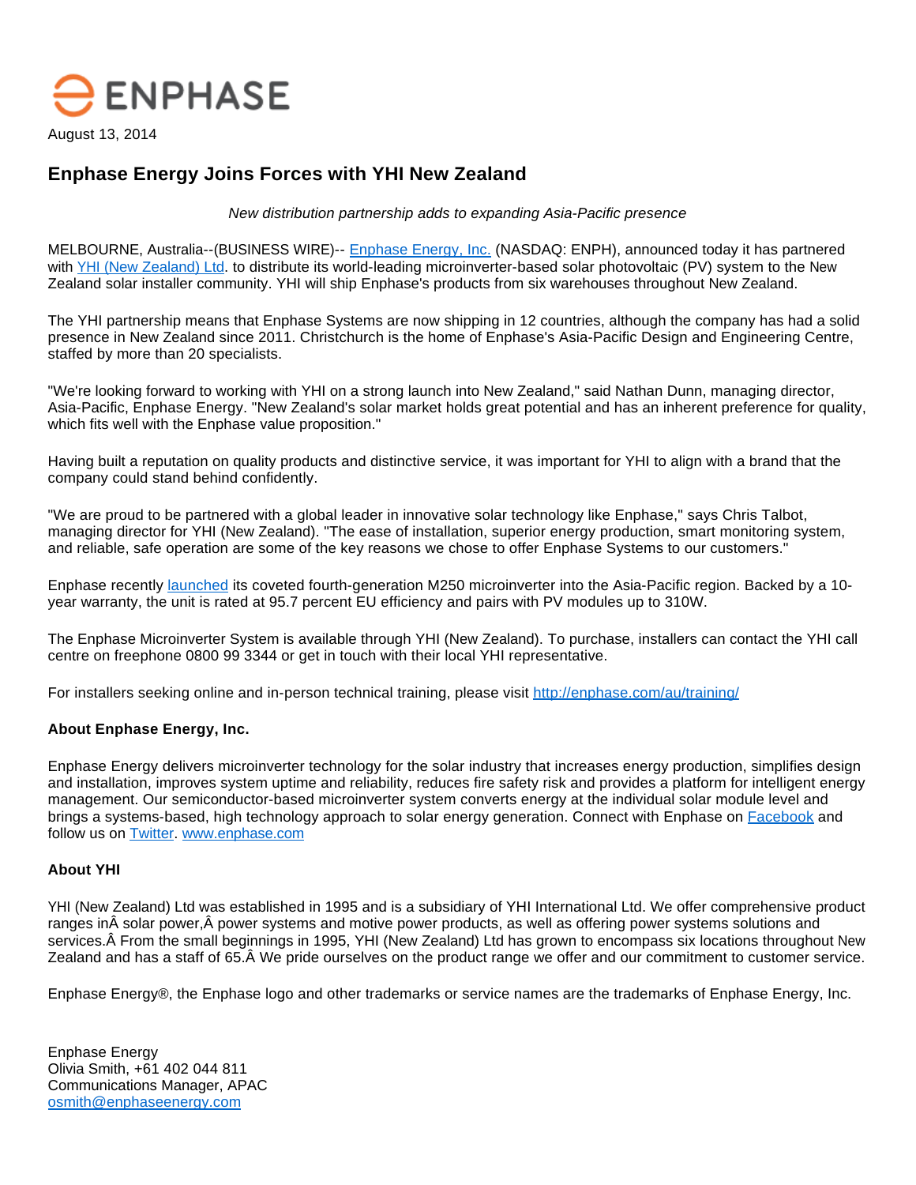ENPHASE

August 13, 2014

# Enphase Energy Joins Forces with YHI New Zealand

*New distribution partnership adds to expanding Asia-Pacific presence*

MELBOURNE, Australia--(BUSINESS WIRE)-- Enphase Energy, Inc. (NASDAQ: ENPH), announced today it has partnered with YHI (New Zealand) Ltd. to distribute its world-leading microinverter-based solar photovoltaic (PV) system to the New Zealand solar installer community. YHI will ship Enphase's products from six warehouses throughout New Zealand.

The YHI partnership means that Enphase Systems are now shipping in 12 countries, although the company has had a solid presence in New Zealand since 2011. Christchurch is the home of Enphase's Asia-Pacific Design and Engineering Centre, staffed by more than 20 specialists.

"We're looking forward to working with YHI on a strong launch into New Zealand," said Nathan Dunn, managing director, Asia-Pacific, Enphase Energy. "New Zealand's solar market holds great potential and has an inherent preference for quality, which fits well with the Enphase value proposition."

Having built a reputation on quality products and distinctive service, it was important for YHI to align with a brand that the company could stand behind confidently.

"We are proud to be partnered with a global leader in innovative solar technology like Enphase," says Chris Talbot, managing director for YHI (New Zealand). "The ease of installation, superior energy production, smart monitoring system, and reliable, safe operation are some of the key reasons we chose to offer Enphase Systems to our customers."

Enphase recently launched its coveted fourth-generation M250 microinverter into the Asia-Pacific region. Backed by a 10-year warranty, the unit is rated at 95.7 percent EU efficiency and pairs with PV modules up to 310W.

The Enphase Microinverter System is available through YHI (New Zealand). To purchase, installers can contact the YHI call centre on freephone 0800 99 3344 or get in touch with their local YHI representative.

For installers seeking online and in-person technical training, please visit http://enphase.com/au/training/

**About Enphase Energy, Inc.**

Enphase Energy delivers microinverter technology for the solar industry that increases energy production, simplifies design and installation, improves system uptime and reliability, reduces fire safety risk and provides a platform for intelligent energy management. Our semiconductor-based microinverter system converts energy at the individual solar module level and brings a systems-based, high technology approach to solar energy generation. Connect with Enphase on Facebook and follow us on Twitter. www.enphase.com

**About YHI**

YHI (New Zealand) Ltd was established in 1995 and is a subsidiary of YHI International Ltd. We offer comprehensive product ranges inÂ solar power,Â power systems and motive power products, as well as offering power systems solutions and services.Â From the small beginnings in 1995, YHI (New Zealand) Ltd has grown to encompass six locations throughout New Zealand and has a staff of 65.Â We pride ourselves on the product range we offer and our commitment to customer service.

Enphase Energy®, the Enphase logo and other trademarks or service names are the trademarks of Enphase Energy, Inc.

Enphase Energy
Olivia Smith, +61 402 044 811
Communications Manager, APAC
osmith@enphaseenergy.com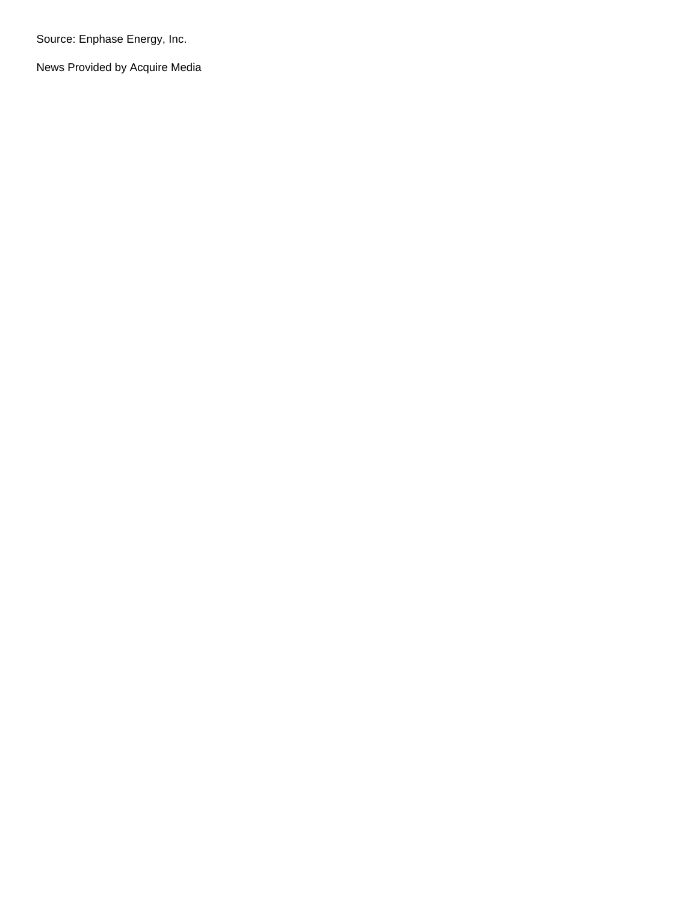Source: Enphase Energy, Inc.

News Provided by Acquire Media